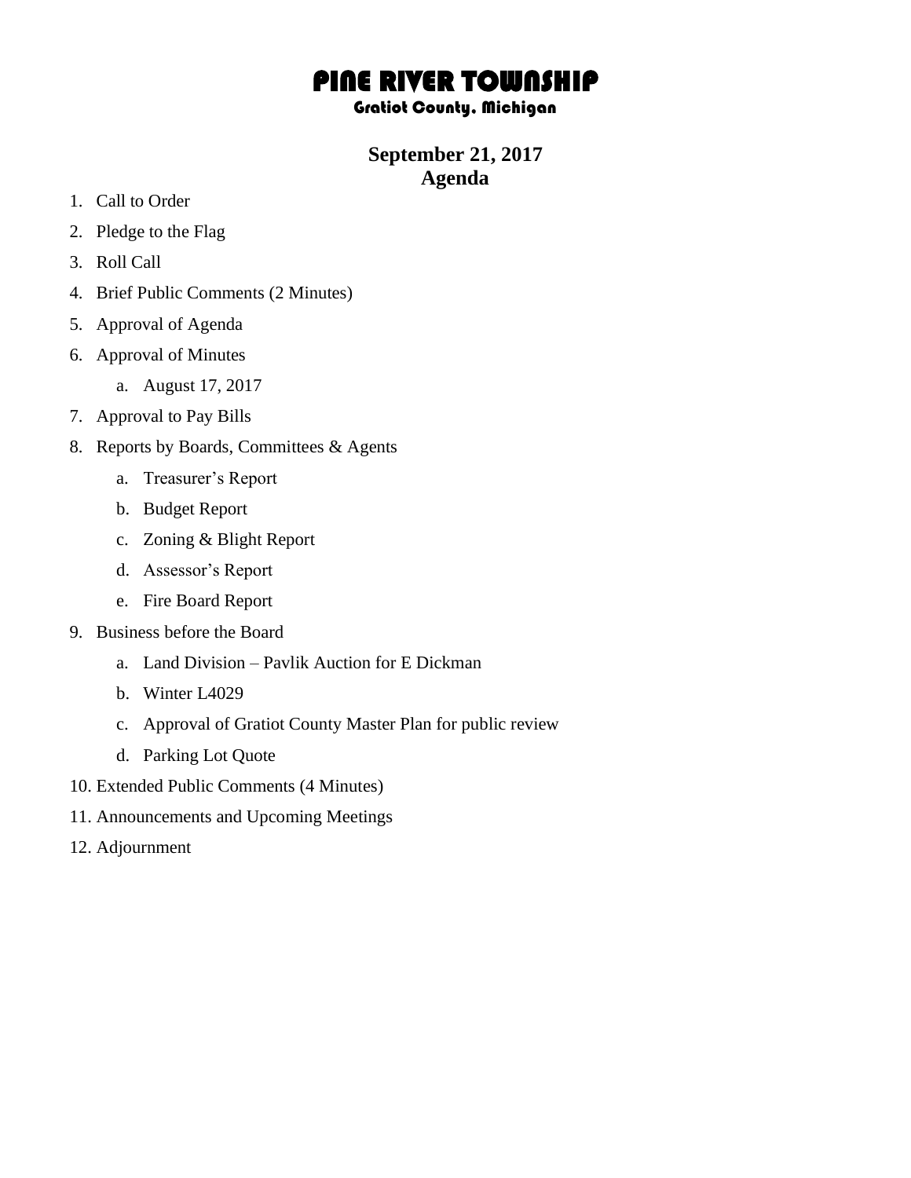# PINE RIVER TOWNSHIP

### Gratiot County, Michigan

## September 21, 2017
## Agenda

1. Call to Order
2. Pledge to the Flag
3. Roll Call
4. Brief Public Comments (2 Minutes)
5. Approval of Agenda
6. Approval of Minutes
   a. August 17, 2017
7. Approval to Pay Bills
8. Reports by Boards, Committees & Agents
   a. Treasurer's Report
   b. Budget Report
   c. Zoning & Blight Report
   d. Assessor's Report
   e. Fire Board Report
9. Business before the Board
   a. Land Division – Pavlik Auction for E Dickman
   b. Winter L4029
   c. Approval of Gratiot County Master Plan for public review
   d. Parking Lot Quote
10. Extended Public Comments (4 Minutes)
11. Announcements and Upcoming Meetings
12. Adjournment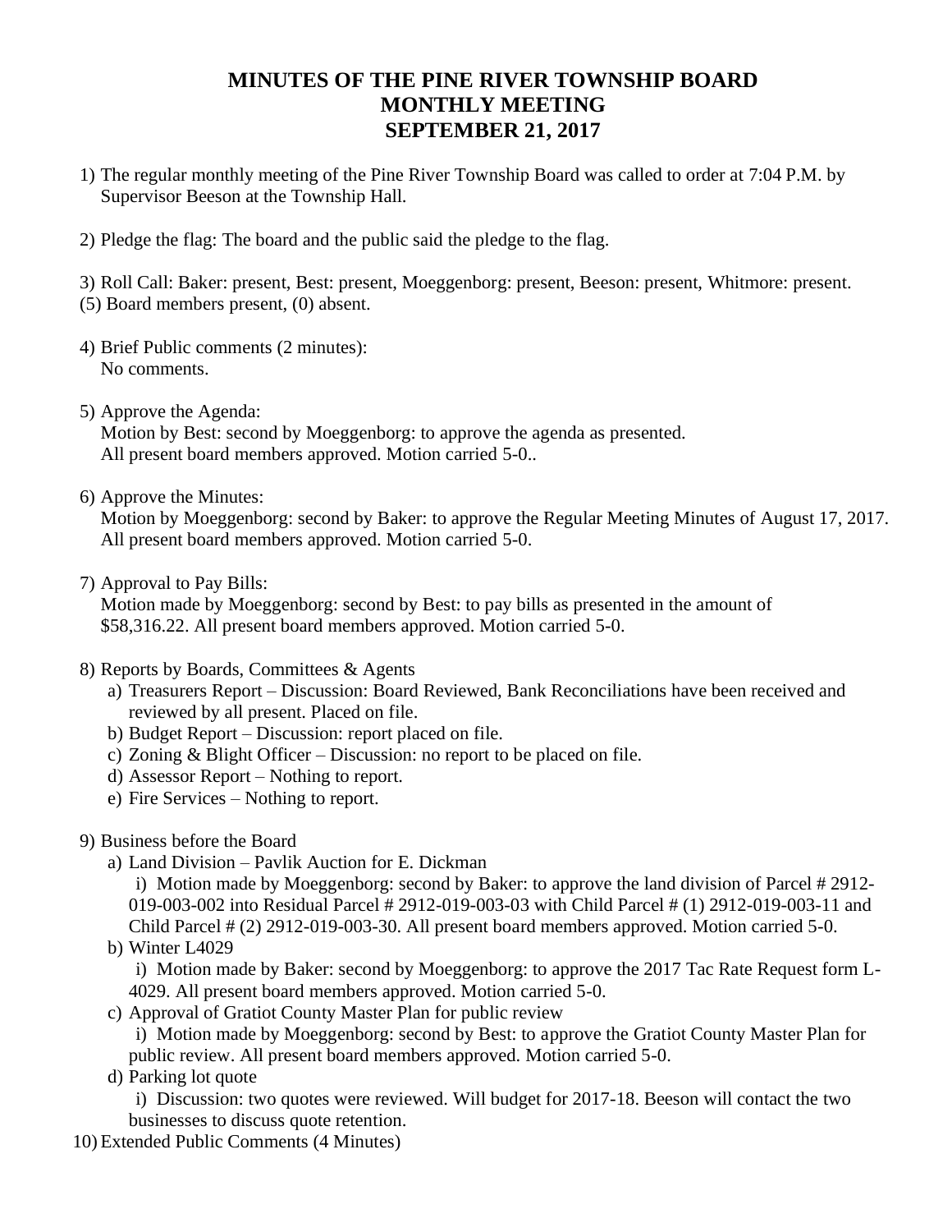# MINUTES OF THE PINE RIVER TOWNSHIP BOARD MONTHLY MEETING SEPTEMBER 21, 2017

1) The regular monthly meeting of the Pine River Township Board was called to order at 7:04 P.M. by Supervisor Beeson at the Township Hall.

2) Pledge the flag: The board and the public said the pledge to the flag.

3) Roll Call: Baker: present, Best: present, Moeggenborg: present, Beeson: present, Whitmore: present.
(5) Board members present, (0) absent.

4) Brief Public comments (2 minutes):
   No comments.

5) Approve the Agenda:
   Motion by Best: second by Moeggenborg: to approve the agenda as presented.
   All present board members approved. Motion carried 5-0..

6) Approve the Minutes:
   Motion by Moeggenborg: second by Baker: to approve the Regular Meeting Minutes of August 17, 2017.
   All present board members approved. Motion carried 5-0.

7) Approval to Pay Bills:
   Motion made by Moeggenborg: second by Best: to pay bills as presented in the amount of $58,316.22. All present board members approved. Motion carried 5-0.

8) Reports by Boards, Committees & Agents
   a) Treasurers Report – Discussion: Board Reviewed, Bank Reconciliations have been received and reviewed by all present. Placed on file.
   b) Budget Report – Discussion: report placed on file.
   c) Zoning & Blight Officer – Discussion: no report to be placed on file.
   d) Assessor Report – Nothing to report.
   e) Fire Services – Nothing to report.

9) Business before the Board
   a) Land Division – Pavlik Auction for E. Dickman
      i) Motion made by Moeggenborg: second by Baker: to approve the land division of Parcel # 2912-019-003-002 into Residual Parcel # 2912-019-003-03 with Child Parcel # (1) 2912-019-003-11 and Child Parcel # (2) 2912-019-003-30. All present board members approved. Motion carried 5-0.
   b) Winter L4029
      i) Motion made by Baker: second by Moeggenborg: to approve the 2017 Tac Rate Request form L-4029. All present board members approved. Motion carried 5-0.
   c) Approval of Gratiot County Master Plan for public review
      i) Motion made by Moeggenborg: second by Best: to approve the Gratiot County Master Plan for public review. All present board members approved. Motion carried 5-0.
   d) Parking lot quote
      i) Discussion: two quotes were reviewed. Will budget for 2017-18. Beeson will contact the two businesses to discuss quote retention.

10) Extended Public Comments (4 Minutes)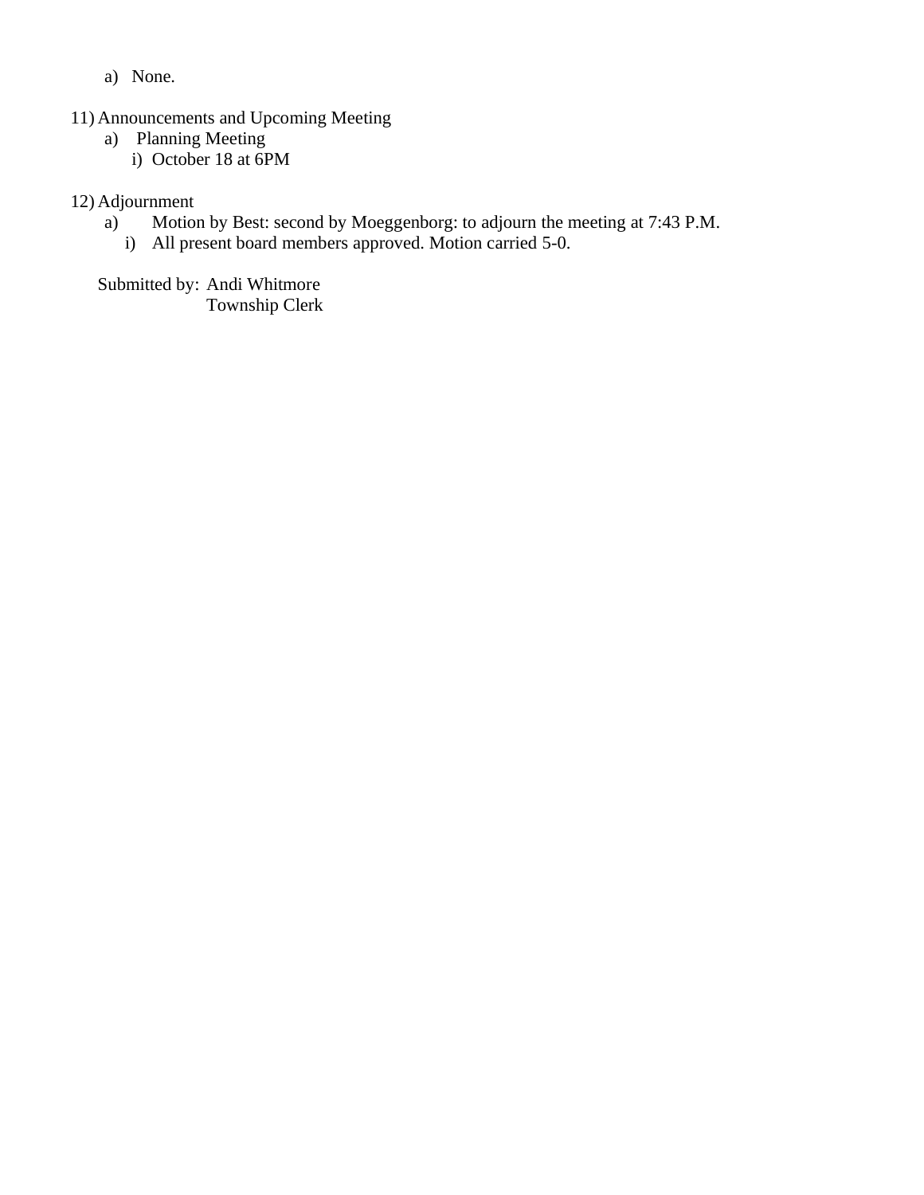a) None.

11) Announcements and Upcoming Meeting
   a) Planning Meeting
      i) October 18 at 6PM

12) Adjournment
   a) Motion by Best: second by Moeggenborg: to adjourn the meeting at 7:43 P.M.
      i) All present board members approved. Motion carried 5-0.

Submitted by: Andi Whitmore
Township Clerk